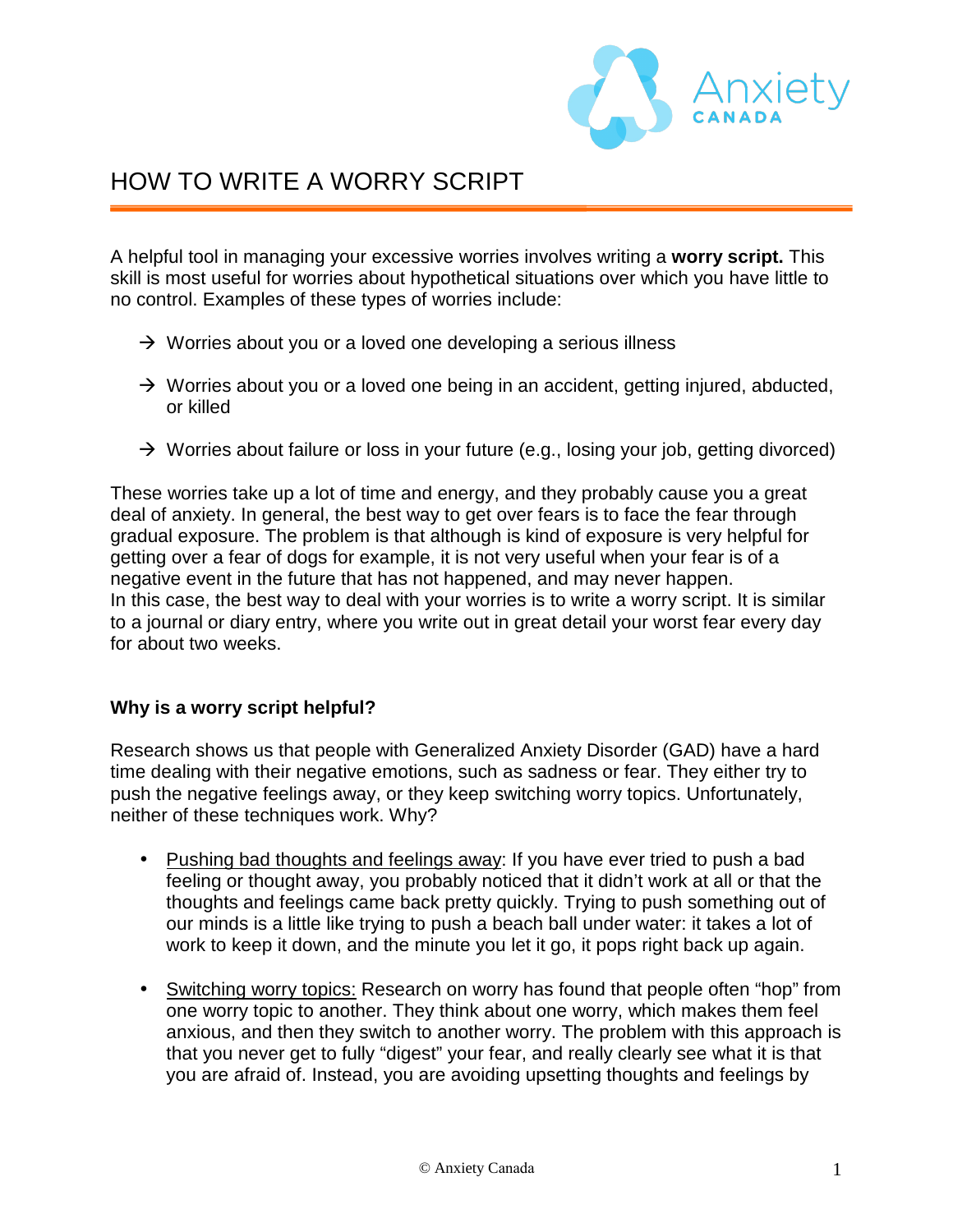# HOW TO WRITE A WORRY SCRIPT

A helpful tool in managing your excessive worries involves writing a **worry script.** This skill is most useful for worries about hypothetical situations over which you have little to no control. Examples of these types of worries include:

- → Worries about you or a loved one developing a serious illness
- → Worries about you or a loved one being in an accident, getting injured, abducted, or killed
- → Worries about failure or loss in your future (e.g., losing your job, getting divorced)

These worries take up a lot of time and energy, and they probably cause you a great deal of anxiety. In general, the best way to get over fears is to face the fear through gradual exposure. The problem is that although is kind of exposure is very helpful for getting over a fear of dogs for example, it is not very useful when your fear is of a negative event in the future that has not happened, and may never happen.
In this case, the best way to deal with your worries is to write a worry script. It is similar to a journal or diary entry, where you write out in great detail your worst fear every day for about two weeks.

**Why is a worry script helpful?**

Research shows us that people with Generalized Anxiety Disorder (GAD) have a hard time dealing with their negative emotions, such as sadness or fear. They either try to push the negative feelings away, or they keep switching worry topics. Unfortunately, neither of these techniques work. Why?

- <u>Pushing bad thoughts and feelings away</u>: If you have ever tried to push a bad feeling or thought away, you probably noticed that it didn't work at all or that the thoughts and feelings came back pretty quickly. Trying to push something out of our minds is a little like trying to push a beach ball under water: it takes a lot of work to keep it down, and the minute you let it go, it pops right back up again.
- <u>Switching worry topics:</u> Research on worry has found that people often "hop" from one worry topic to another. They think about one worry, which makes them feel anxious, and then they switch to another worry. The problem with this approach is that you never get to fully "digest" your fear, and really clearly see what it is that you are afraid of. Instead, you are avoiding upsetting thoughts and feelings by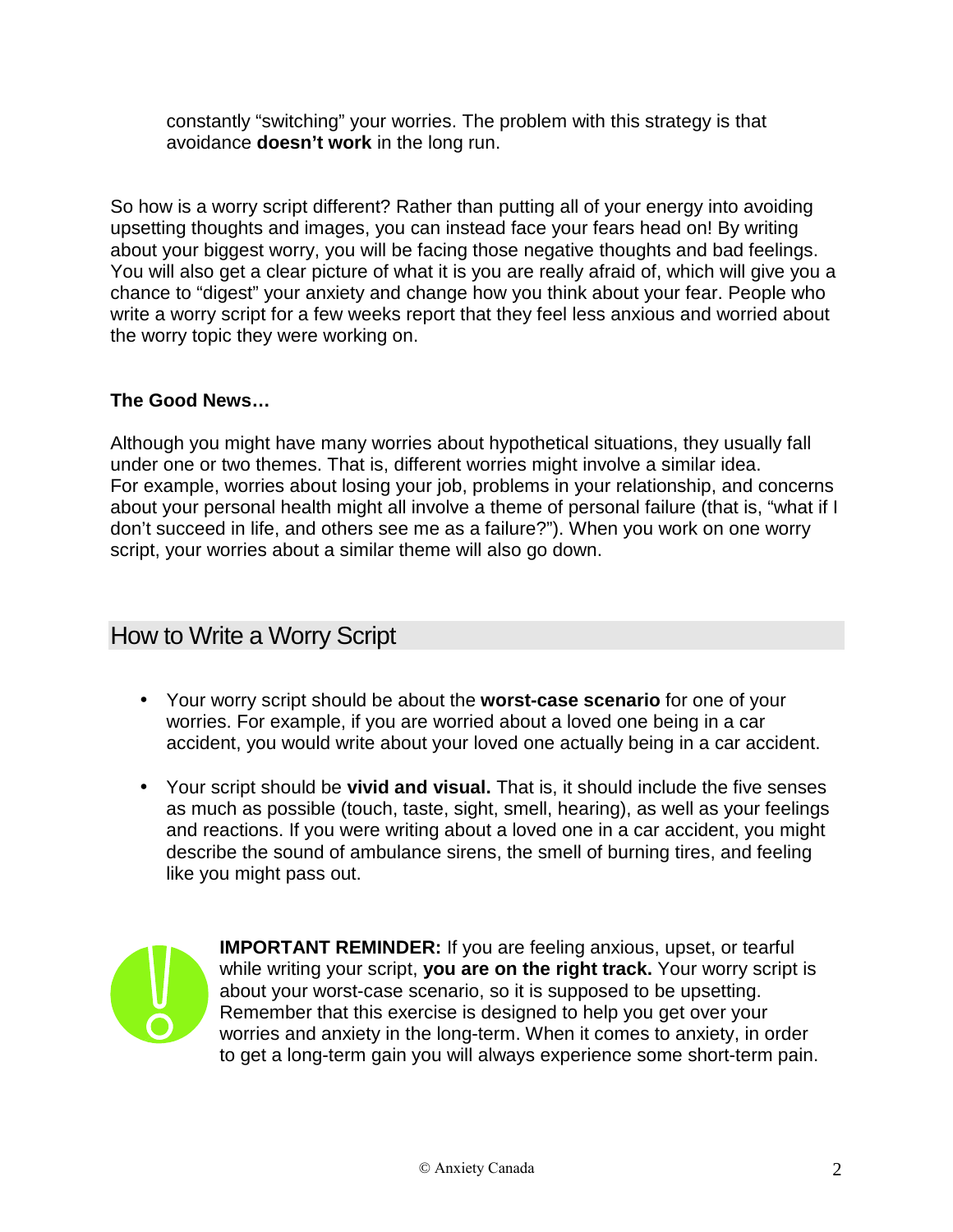constantly "switching" your worries. The problem with this strategy is that avoidance **doesn't work** in the long run.

So how is a worry script different? Rather than putting all of your energy into avoiding upsetting thoughts and images, you can instead face your fears head on! By writing about your biggest worry, you will be facing those negative thoughts and bad feelings. You will also get a clear picture of what it is you are really afraid of, which will give you a chance to "digest" your anxiety and change how you think about your fear. People who write a worry script for a few weeks report that they feel less anxious and worried about the worry topic they were working on.

**The Good News…**

Although you might have many worries about hypothetical situations, they usually fall under one or two themes. That is, different worries might involve a similar idea. For example, worries about losing your job, problems in your relationship, and concerns about your personal health might all involve a theme of personal failure (that is, "what if I don't succeed in life, and others see me as a failure?"). When you work on one worry script, your worries about a similar theme will also go down.

## How to Write a Worry Script

- Your worry script should be about the **worst-case scenario** for one of your worries. For example, if you are worried about a loved one being in a car accident, you would write about your loved one actually being in a car accident.
- Your script should be **vivid and visual.** That is, it should include the five senses as much as possible (touch, taste, sight, smell, hearing), as well as your feelings and reactions. If you were writing about a loved one in a car accident, you might describe the sound of ambulance sirens, the smell of burning tires, and feeling like you might pass out.

**IMPORTANT REMINDER:** If you are feeling anxious, upset, or tearful while writing your script, **you are on the right track.** Your worry script is about your worst-case scenario, so it is supposed to be upsetting. Remember that this exercise is designed to help you get over your worries and anxiety in the long-term. When it comes to anxiety, in order to get a long-term gain you will always experience some short-term pain.

© Anxiety Canada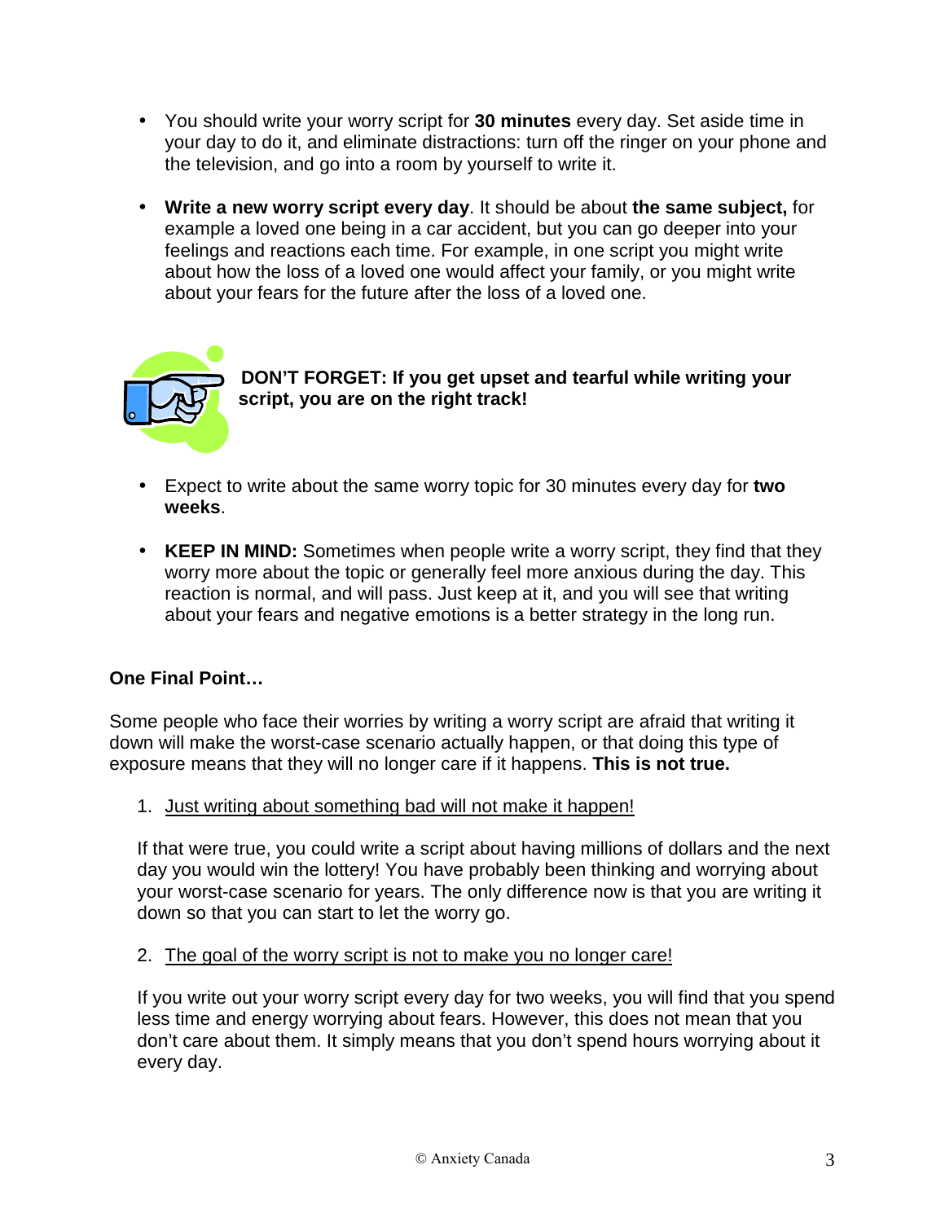- You should write your worry script for **30 minutes** every day. Set aside time in your day to do it, and eliminate distractions: turn off the ringer on your phone and the television, and go into a room by yourself to write it.

- **Write a new worry script every day**. It should be about **the same subject,** for example a loved one being in a car accident, but you can go deeper into your feelings and reactions each time. For example, in one script you might write about how the loss of a loved one would affect your family, or you might write about your fears for the future after the loss of a loved one.

**DON'T FORGET: If you get upset and tearful while writing your script, you are on the right track!**

- Expect to write about the same worry topic for 30 minutes every day for **two weeks**.

- **KEEP IN MIND:** Sometimes when people write a worry script, they find that they worry more about the topic or generally feel more anxious during the day. This reaction is normal, and will pass. Just keep at it, and you will see that writing about your fears and negative emotions is a better strategy in the long run.

**One Final Point…**

Some people who face their worries by writing a worry script are afraid that writing it down will make the worst-case scenario actually happen, or that doing this type of exposure means that they will no longer care if it happens. **This is not true.**

1. <u>Just writing about something bad will not make it happen!</u>

   If that were true, you could write a script about having millions of dollars and the next day you would win the lottery! You have probably been thinking and worrying about your worst-case scenario for years. The only difference now is that you are writing it down so that you can start to let the worry go.

2. <u>The goal of the worry script is not to make you no longer care!</u>

   If you write out your worry script every day for two weeks, you will find that you spend less time and energy worrying about fears. However, this does not mean that you don't care about them. It simply means that you don't spend hours worrying about it every day.

© Anxiety Canada